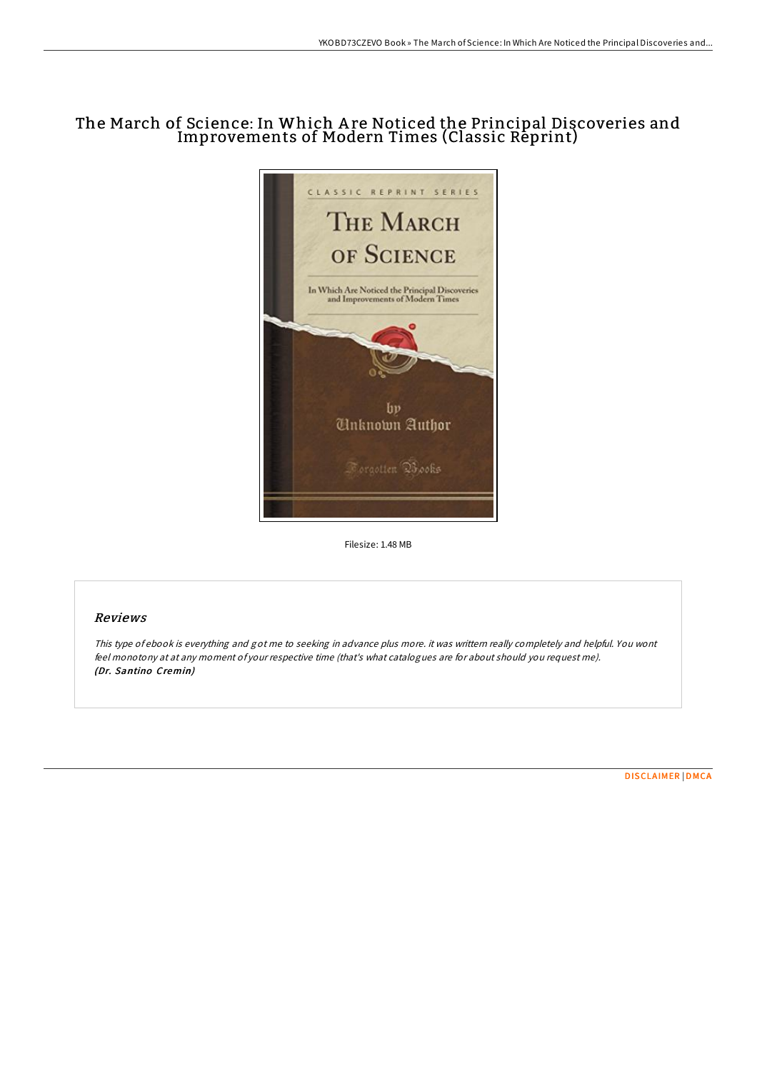# The March of Science: In Which Are Noticed the Principal Discoveries and Improvements of Modern Times (Classic Reprint)

Filesize: 1.48 MB

## Reviews

*This type of ebook is everything and got me to seeking in advance plus more. it was written really completely and helpful. You wont feel monotony at at any moment of your respective time (that's what catalogues are for about should you request me).*
***(Dr. Santino Cremin)***

DISCLAIMER | DMCA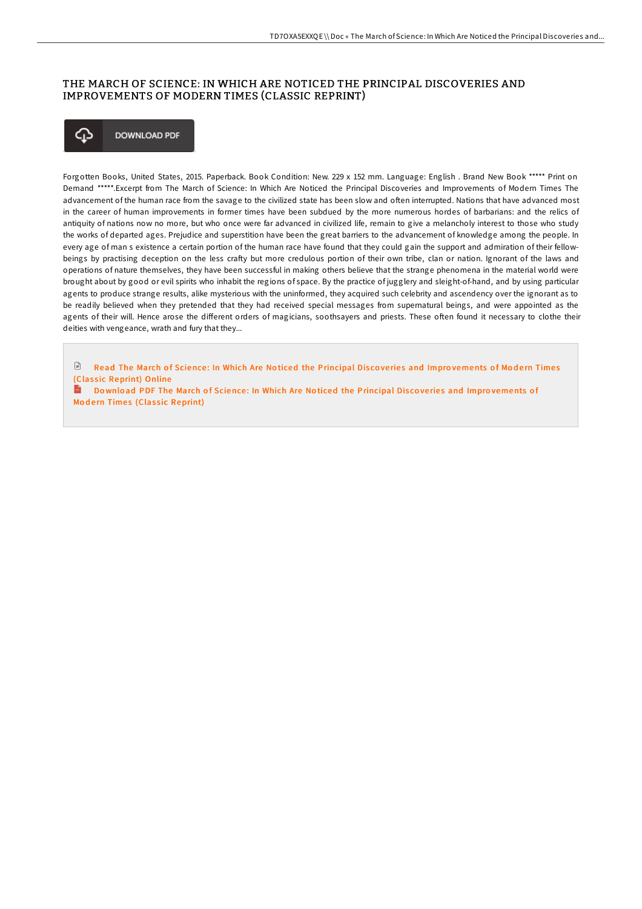# THE MARCH OF SCIENCE: IN WHICH ARE NOTICED THE PRINCIPAL DISCOVERIES AND IMPROVEMENTS OF MODERN TIMES (CLASSIC REPRINT)

DOWNLOAD PDF

Forgotten Books, United States, 2015. Paperback. Book Condition: New. 229 x 152 mm. Language: English . Brand New Book ***** Print on Demand *****.Excerpt from The March of Science: In Which Are Noticed the Principal Discoveries and Improvements of Modern Times The advancement of the human race from the savage to the civilized state has been slow and often interrupted. Nations that have advanced most in the career of human improvements in former times have been subdued by the more numerous hordes of barbarians: and the relics of antiquity of nations now no more, but who once were far advanced in civilized life, remain to give a melancholy interest to those who study the works of departed ages. Prejudice and superstition have been the great barriers to the advancement of knowledge among the people. In every age of man s existence a certain portion of the human race have found that they could gain the support and admiration of their fellow-beings by practising deception on the less crafty but more credulous portion of their own tribe, clan or nation. Ignorant of the laws and operations of nature themselves, they have been successful in making others believe that the strange phenomena in the material world were brought about by good or evil spirits who inhabit the regions of space. By the practice of jugglery and sleight-of-hand, and by using particular agents to produce strange results, alike mysterious with the uninformed, they acquired such celebrity and ascendency over the ignorant as to be readily believed when they pretended that they had received special messages from supernatural beings, and were appointed as the agents of their will. Hence arose the different orders of magicians, soothsayers and priests. These often found it necessary to clothe their deities with vengeance, wrath and fury that they...

Read The March of Science: In Which Are Noticed the Principal Discoveries and Improvements of Modern Times (Classic Reprint) Online

Download PDF The March of Science: In Which Are Noticed the Principal Discoveries and Improvements of Modern Times (Classic Reprint)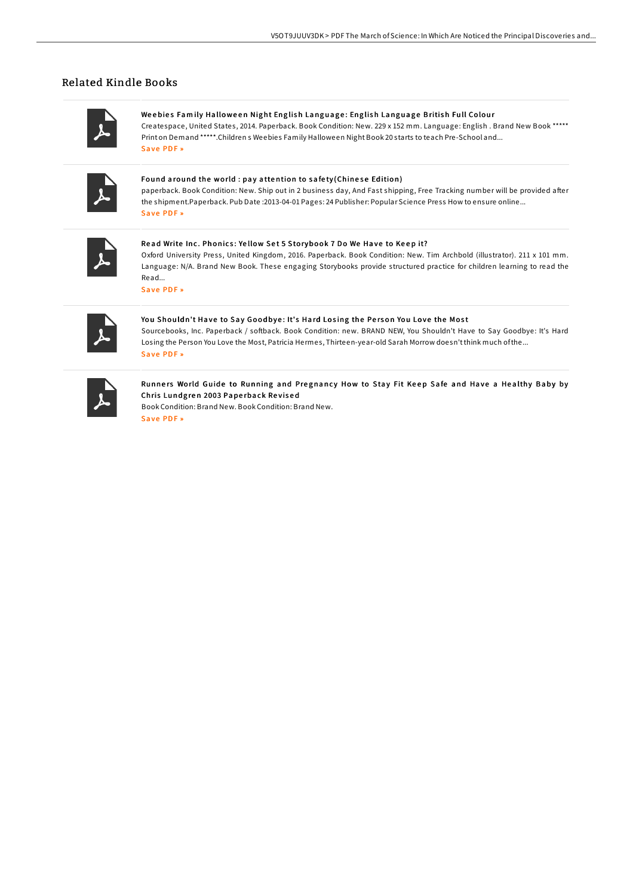## Related Kindle Books

**Weebies Family Halloween Night English Language: English Language British Full Colour**

Createspace, United States, 2014. Paperback. Book Condition: New. 229 x 152 mm. Language: English . Brand New Book ***** Print on Demand *****.Children s Weebies Family Halloween Night Book 20 starts to teach Pre-School and...

Save PDF »

**Found around the world : pay attention to safety(Chinese Edition)**

paperback. Book Condition: New. Ship out in 2 business day, And Fast shipping, Free Tracking number will be provided after the shipment.Paperback. Pub Date :2013-04-01 Pages: 24 Publisher: Popular Science Press How to ensure online...

Save PDF »

**Read Write Inc. Phonics: Yellow Set 5 Storybook 7 Do We Have to Keep it?**

Oxford University Press, United Kingdom, 2016. Paperback. Book Condition: New. Tim Archbold (illustrator). 211 x 101 mm. Language: N/A. Brand New Book. These engaging Storybooks provide structured practice for children learning to read the Read...

Save PDF »

**You Shouldn't Have to Say Goodbye: It's Hard Losing the Person You Love the Most**

Sourcebooks, Inc. Paperback / softback. Book Condition: new. BRAND NEW, You Shouldn't Have to Say Goodbye: It's Hard Losing the Person You Love the Most, Patricia Hermes, Thirteen-year-old Sarah Morrow doesn't think much of the...

Save PDF »

**Runners World Guide to Running and Pregnancy How to Stay Fit Keep Safe and Have a Healthy Baby by Chris Lundgren 2003 Paperback Revised**

Book Condition: Brand New. Book Condition: Brand New.

Save PDF »